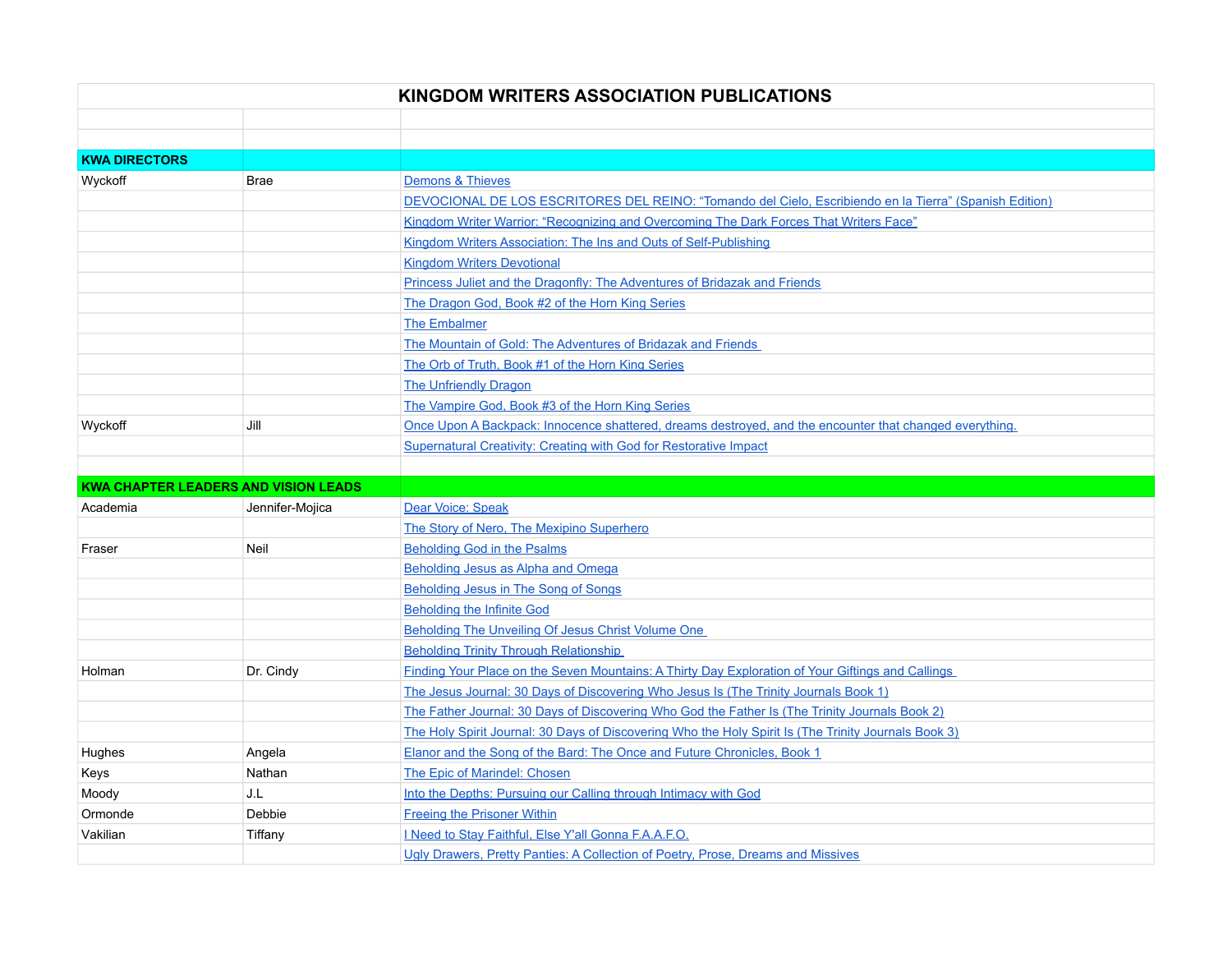# KINGDOM WRITERS ASSOCIATION PUBLICATIONS

| | | |
|---|---|---|
| **KWA DIRECTORS** | | |
| Wyckoff | Brae | Demons & Thieves |
| | | DEVOCIONAL DE LOS ESCRITORES DEL REINO: “Tomando del Cielo, Escribiendo en la Tierra” (Spanish Edition) |
| | | Kingdom Writer Warrior: “Recognizing and Overcoming The Dark Forces That Writers Face” |
| | | Kingdom Writers Association: The Ins and Outs of Self-Publishing |
| | | Kingdom Writers Devotional |
| | | Princess Juliet and the Dragonfly: The Adventures of Bridazak and Friends |
| | | The Dragon God, Book #2 of the Horn King Series |
| | | The Embalmer |
| | | The Mountain of Gold: The Adventures of Bridazak and Friends |
| | | The Orb of Truth, Book #1 of the Horn King Series |
| | | The Unfriendly Dragon |
| | | The Vampire God, Book #3 of the Horn King Series |
| Wyckoff | Jill | Once Upon A Backpack: Innocence shattered, dreams destroyed, and the encounter that changed everything. |
| | | Supernatural Creativity: Creating with God for Restorative Impact |
| | | |
| **KWA CHAPTER LEADERS AND VISION LEADS** | | |
| Academia | Jennifer-Mojica | Dear Voice: Speak |
| | | The Story of Nero, The Mexipino Superhero |
| Fraser | Neil | Beholding God in the Psalms |
| | | Beholding Jesus as Alpha and Omega |
| | | Beholding Jesus in The Song of Songs |
| | | Beholding the Infinite God |
| | | Beholding The Unveiling Of Jesus Christ Volume One |
| | | Beholding Trinity Through Relationship |
| Holman | Dr. Cindy | Finding Your Place on the Seven Mountains: A Thirty Day Exploration of Your Giftings and Callings |
| | | The Jesus Journal: 30 Days of Discovering Who Jesus Is (The Trinity Journals Book 1) |
| | | The Father Journal: 30 Days of Discovering Who God the Father Is (The Trinity Journals Book 2) |
| | | The Holy Spirit Journal: 30 Days of Discovering Who the Holy Spirit Is (The Trinity Journals Book 3) |
| Hughes | Angela | Elanor and the Song of the Bard: The Once and Future Chronicles, Book 1 |
| Keys | Nathan | The Epic of Marindel: Chosen |
| Moody | J.L | Into the Depths: Pursuing our Calling through Intimacy with God |
| Ormonde | Debbie | Freeing the Prisoner Within |
| Vakilian | Tiffany | I Need to Stay Faithful, Else Y'all Gonna F.A.A.F.O. |
| | | Ugly Drawers, Pretty Panties: A Collection of Poetry, Prose, Dreams and Missives |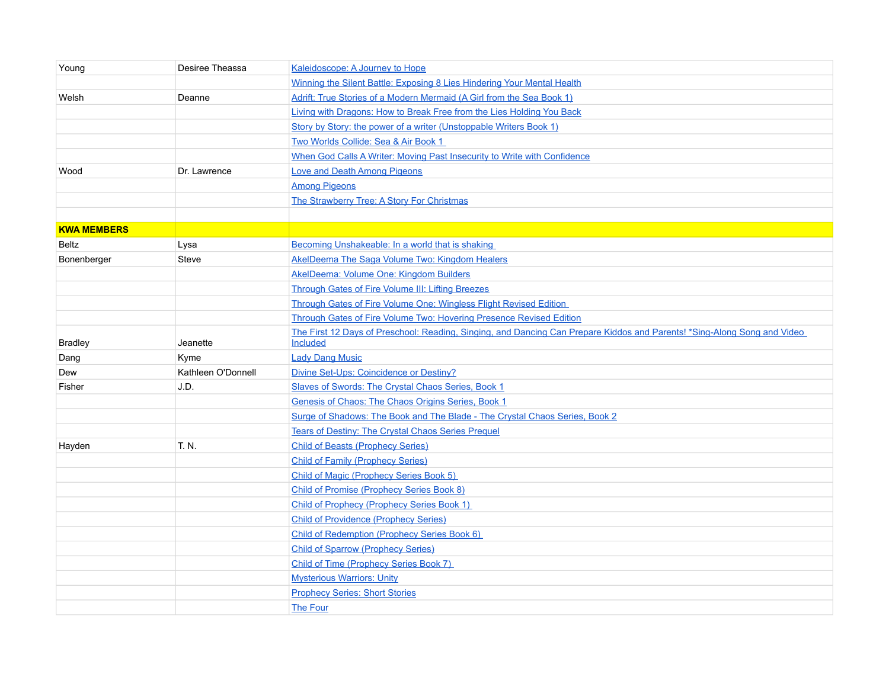| | | |
|---|---|---|
| Young | Desiree Theassa | Kaleidoscope: A Journey to Hope |
| | | Winning the Silent Battle: Exposing 8 Lies Hindering Your Mental Health |
| Welsh | Deanne | Adrift: True Stories of a Modern Mermaid (A Girl from the Sea Book 1) |
| | | Living with Dragons: How to Break Free from the Lies Holding You Back |
| | | Story by Story: the power of a writer (Unstoppable Writers Book 1) |
| | | Two Worlds Collide: Sea & Air Book 1 |
| | | When God Calls A Writer: Moving Past Insecurity to Write with Confidence |
| Wood | Dr. Lawrence | Love and Death Among Pigeons |
| | | Among Pigeons |
| | | The Strawberry Tree: A Story For Christmas |
| | | |
| **KWA MEMBERS** | | |
| Beltz | Lysa | Becoming Unshakeable: In a world that is shaking |
| Bonenberger | Steve | AkelDeema The Saga Volume Two: Kingdom Healers |
| | | AkelDeema: Volume One: Kingdom Builders |
| | | Through Gates of Fire Volume III: Lifting Breezes |
| | | Through Gates of Fire Volume One: Wingless Flight Revised Edition |
| | | Through Gates of Fire Volume Two: Hovering Presence Revised Edition |
| Bradley | Jeanette | The First 12 Days of Preschool: Reading, Singing, and Dancing Can Prepare Kiddos and Parents! *Sing-Along Song and Video Included |
| Dang | Kyme | Lady Dang Music |
| Dew | Kathleen O'Donnell | Divine Set-Ups: Coincidence or Destiny? |
| Fisher | J.D. | Slaves of Swords: The Crystal Chaos Series, Book 1 |
| | | Genesis of Chaos: The Chaos Origins Series, Book 1 |
| | | Surge of Shadows: The Book and The Blade - The Crystal Chaos Series, Book 2 |
| | | Tears of Destiny: The Crystal Chaos Series Prequel |
| Hayden | T. N. | Child of Beasts (Prophecy Series) |
| | | Child of Family (Prophecy Series) |
| | | Child of Magic (Prophecy Series Book 5) |
| | | Child of Promise (Prophecy Series Book 8) |
| | | Child of Prophecy (Prophecy Series Book 1) |
| | | Child of Providence (Prophecy Series) |
| | | Child of Redemption (Prophecy Series Book 6) |
| | | Child of Sparrow (Prophecy Series) |
| | | Child of Time (Prophecy Series Book 7) |
| | | Mysterious Warriors: Unity |
| | | Prophecy Series: Short Stories |
| | | The Four |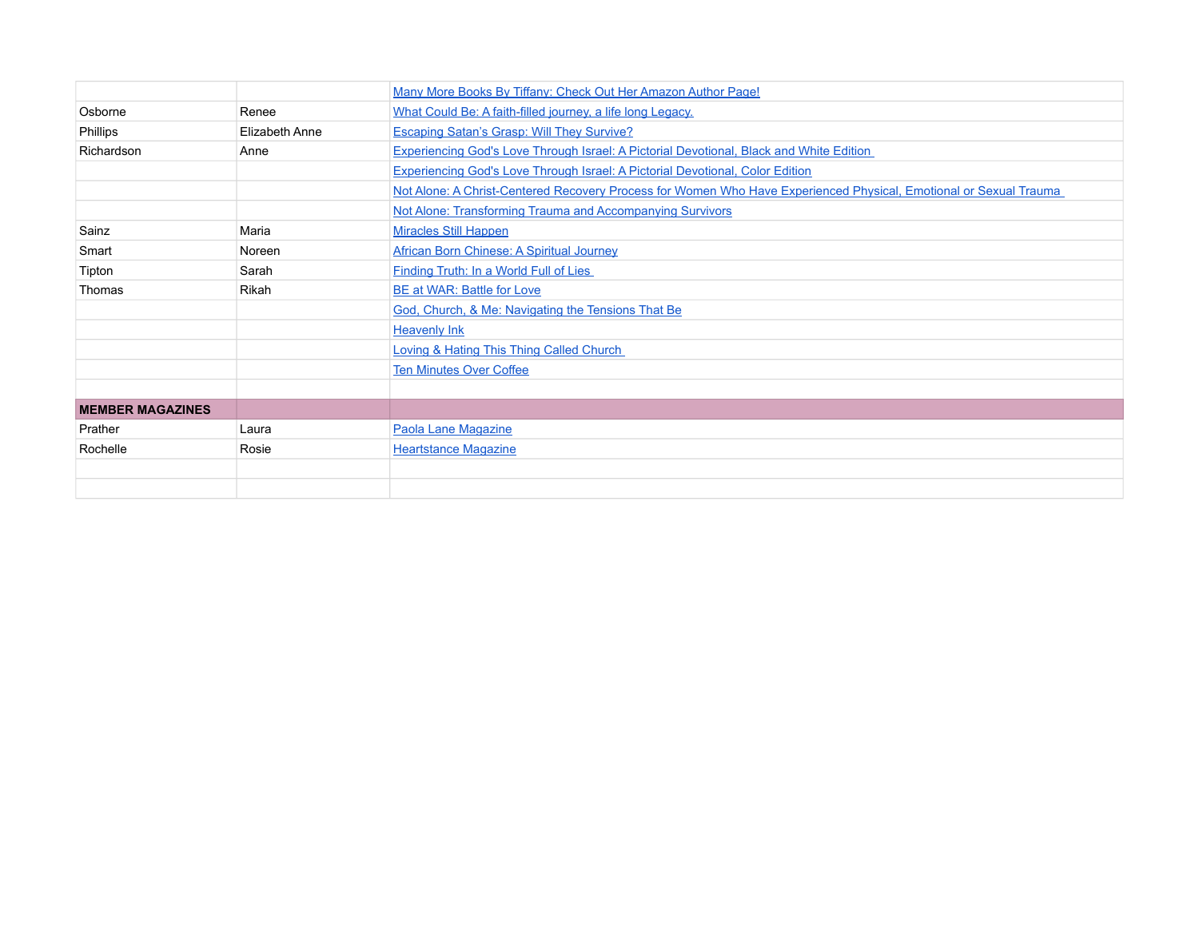| | | |
|---|---|---|
| | | Many More Books By Tiffany: Check Out Her Amazon Author Page! |
| Osborne | Renee | What Could Be: A faith-filled journey, a life long Legacy. |
| Phillips | Elizabeth Anne | Escaping Satan's Grasp: Will They Survive? |
| Richardson | Anne | Experiencing God's Love Through Israel: A Pictorial Devotional, Black and White Edition |
| | | Experiencing God's Love Through Israel: A Pictorial Devotional, Color Edition |
| | | Not Alone: A Christ-Centered Recovery Process for Women Who Have Experienced Physical, Emotional or Sexual Trauma |
| | | Not Alone: Transforming Trauma and Accompanying Survivors |
| Sainz | Maria | Miracles Still Happen |
| Smart | Noreen | African Born Chinese: A Spiritual Journey |
| Tipton | Sarah | Finding Truth: In a World Full of Lies |
| Thomas | Rikah | BE at WAR: Battle for Love |
| | | God, Church, & Me: Navigating the Tensions That Be |
| | | Heavenly Ink |
| | | Loving & Hating This Thing Called Church |
| | | Ten Minutes Over Coffee |
| | | |
| **MEMBER MAGAZINES** | | |
| Prather | Laura | Paola Lane Magazine |
| Rochelle | Rosie | Heartstance Magazine |
| | | |
| | | |